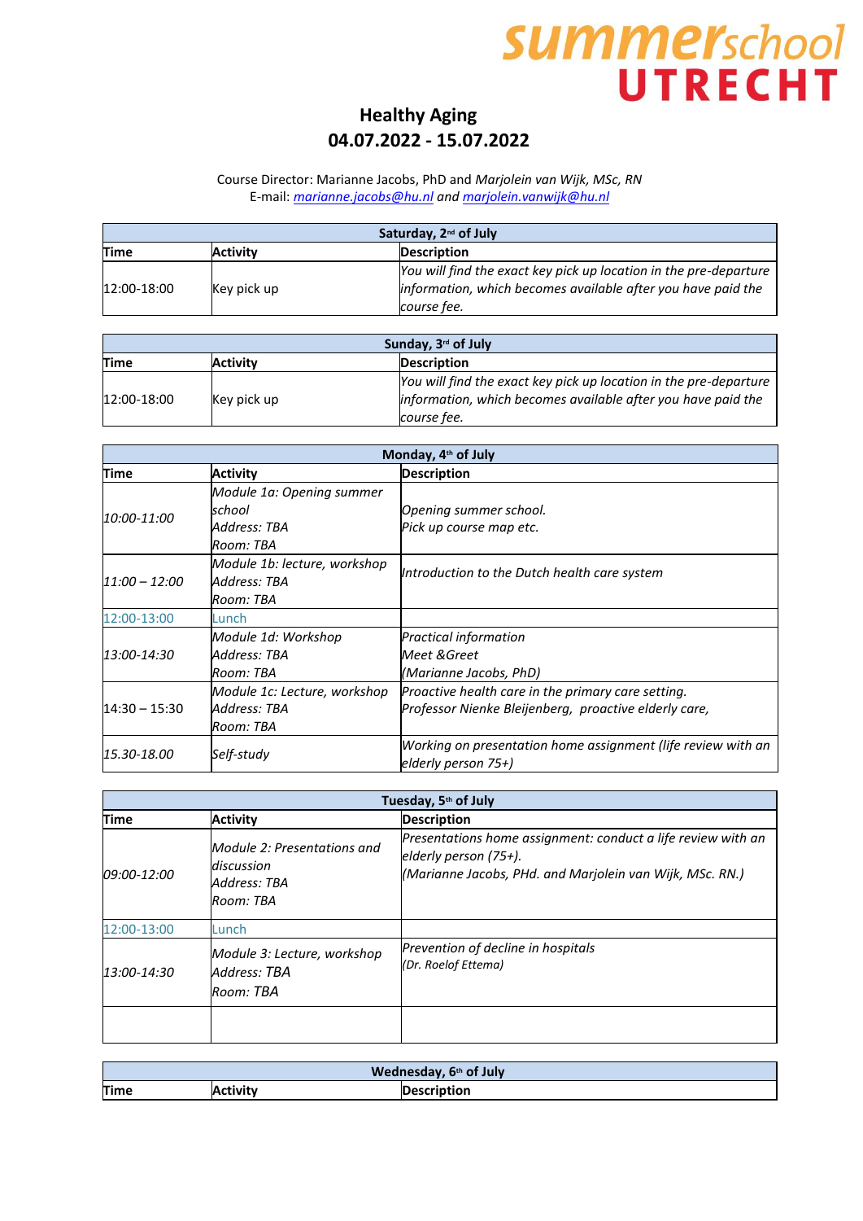summerschool UTRECHT

# Healthy Aging
## 04.07.2022 - 15.07.2022

Course Director: Marianne Jacobs, PhD and *Marjolein van Wijk, MSc, RN*
E-mail: *marianne.jacobs@hu.nl and marjolein.vanwijk@hu.nl*

| Saturday, 2nd of July | | |
|---|---|---|
| **Time** | **Activity** | **Description** |
| 12:00-18:00 | Key pick up | *You will find the exact key pick up location in the pre-departure information, which becomes available after you have paid the course fee.* |

| Sunday, 3rd of July | | |
|---|---|---|
| **Time** | **Activity** | **Description** |
| 12:00-18:00 | Key pick up | *You will find the exact key pick up location in the pre-departure information, which becomes available after you have paid the course fee.* |

| Monday, 4th of July | | |
|---|---|---|
| **Time** | **Activity** | **Description** |
| *10:00-11:00* | *Module 1a: Opening summer school*<br>*Address: TBA*<br>*Room: TBA* | *Opening summer school.*<br>*Pick up course map etc.* |
| *11:00 – 12:00* | *Module 1b: lecture, workshop*<br>*Address: TBA*<br>*Room: TBA* | *Introduction to the Dutch health care system* |
| 12:00-13:00 | Lunch | |
| *13:00-14:30* | *Module 1d: Workshop*<br>*Address: TBA*<br>*Room: TBA* | *Practical information*<br>*Meet &Greet*<br>*(Marianne Jacobs, PhD)* |
| 14:30 – 15:30 | *Module 1c: Lecture, workshop*<br>*Address: TBA*<br>*Room: TBA* | *Proactive health care in the primary care setting.*<br>*Professor Nienke Bleijenberg, proactive elderly care,* |
| *15.30-18.00* | *Self-study* | *Working on presentation home assignment (life review with an elderly person 75+)* |

| Tuesday, 5th of July | | |
|---|---|---|
| **Time** | **Activity** | **Description** |
| *09:00-12:00* | *Module 2: Presentations and discussion*<br>*Address: TBA*<br>*Room: TBA* | *Presentations home assignment: conduct a life review with an elderly person (75+).*<br>*(Marianne Jacobs, PHd. and Marjolein van Wijk, MSc. RN.)* |
| 12:00-13:00 | Lunch | |
| *13:00-14:30* | *Module 3: Lecture, workshop*<br>*Address: TBA*<br>*Room: TBA* | *Prevention of decline in hospitals*<br>*(Dr. Roelof Ettema)* |
| | | |

| Wednesday, 6th of July | | |
|---|---|---|
| **Time** | **Activity** | **Description** |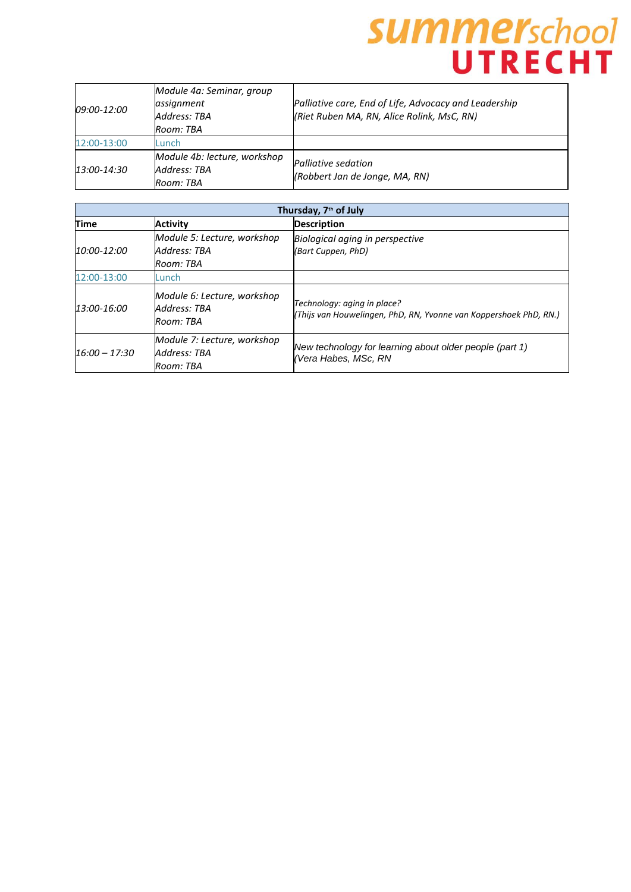| | | |
|---|---|---|
| *09:00-12:00* | *Module 4a: Seminar, group assignment*<br>*Address: TBA*<br>*Room: TBA* | *Palliative care, End of Life, Advocacy and Leadership*<br>*(Riet Ruben MA, RN, Alice Rolink, MsC, RN)* |
| 12:00-13:00 | Lunch | |
| *13:00-14:30* | *Module 4b: lecture, workshop*<br>*Address: TBA*<br>*Room: TBA* | *Palliative sedation*<br>*(Robbert Jan de Jonge, MA, RN)* |

| **Thursday, 7th of July** | | |
|---|---|---|
| **Time** | **Activity** | **Description** |
| *10:00-12:00* | *Module 5: Lecture, workshop*<br>*Address: TBA*<br>*Room: TBA* | *Biological aging in perspective*<br>*(Bart Cuppen, PhD)* |
| 12:00-13:00 | Lunch | |
| *13:00-16:00* | *Module 6: Lecture, workshop*<br>*Address: TBA*<br>*Room: TBA* | *Technology: aging in place?*<br>*(Thijs van Houwelingen, PhD, RN, Yvonne van Koppershoek PhD, RN.)* |
| *16:00 – 17:30* | *Module 7: Lecture, workshop*<br>*Address: TBA*<br>*Room: TBA* | *New technology for learning about older people (part 1)*<br>*(Vera Habes, MSc, RN* |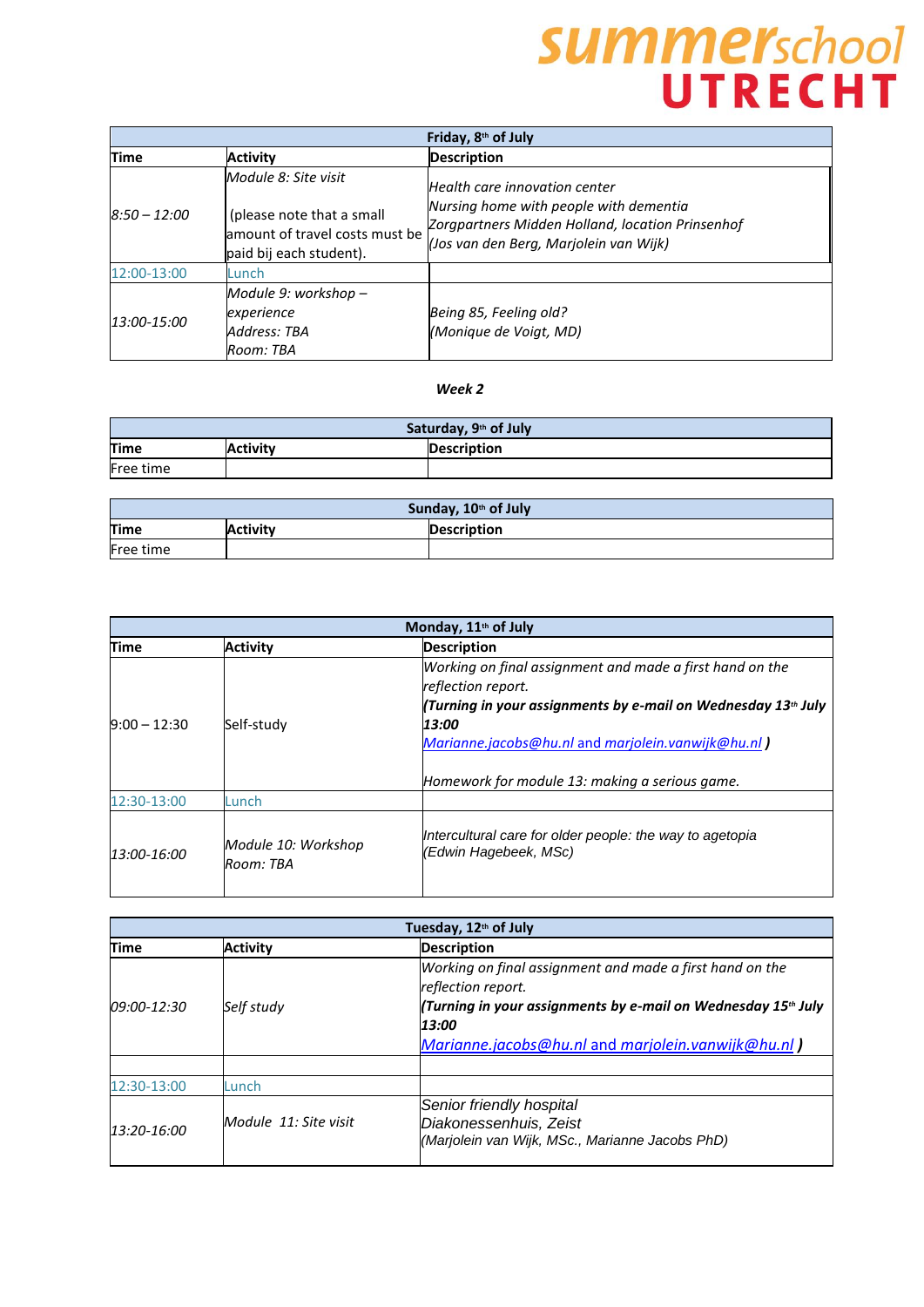| Friday, 8th of July | | |
|---|---|---|
| **Time** | **Activity** | **Description** |
| *8:50 – 12:00* | *Module 8: Site visit*<br><br>(please note that a small amount of travel costs must be paid bij each student). | *Health care innovation center*<br>*Nursing home with people with dementia*<br>*Zorgpartners Midden Holland, location Prinsenhof*<br>*(Jos van den Berg, Marjolein van Wijk)* |
| 12:00-13:00 | Lunch | |
| *13:00-15:00* | *Module 9: workshop – experience*<br>*Address: TBA*<br>*Room: TBA* | *Being 85, Feeling old?*<br>*(Monique de Voigt, MD)* |

***Week 2***

| Saturday, 9th of July | | |
|---|---|---|
| **Time** | **Activity** | **Description** |
| Free time | | |

| Sunday, 10th of July | | |
|---|---|---|
| **Time** | **Activity** | **Description** |
| Free time | | |

| Monday, 11th of July | | |
|---|---|---|
| **Time** | **Activity** | **Description** |
| 9:00 – 12:30 | Self-study | *Working on final assignment and made a first hand on the reflection report.*<br>***(Turning in your assignments by e-mail on Wednesday 13th July 13:00*** *Marianne.jacobs@hu.nl and marjolein.vanwijk@hu.nl* ***)***<br><br>*Homework for module 13: making a serious game.* |
| 12:30-13:00 | Lunch | |
| *13:00-16:00* | *Module 10: Workshop*<br>*Room: TBA* | *Intercultural care for older people: the way to agetopia*<br>*(Edwin Hagebeek, MSc)* |

| Tuesday, 12th of July | | |
|---|---|---|
| **Time** | **Activity** | **Description** |
| *09:00-12:30* | *Self study* | *Working on final assignment and made a first hand on the reflection report.*<br>***(Turning in your assignments by e-mail on Wednesday 15th July 13:00*** *Marianne.jacobs@hu.nl and marjolein.vanwijk@hu.nl* ***)*** |
| | | |
| 12:30-13:00 | Lunch | |
| *13:20-16:00* | *Module 11: Site visit* | *Senior friendly hospital*<br>*Diakonessenhuis, Zeist*<br>*(Marjolein van Wijk, MSc., Marianne Jacobs PhD)* |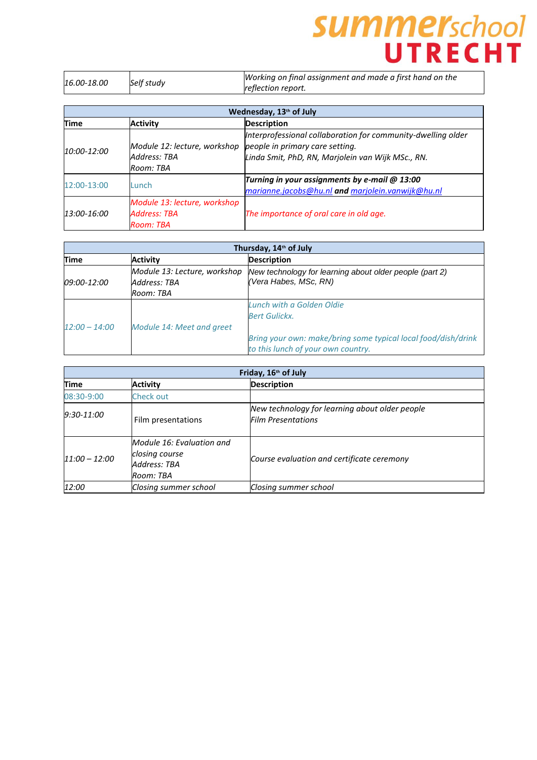| | | |
|---|---|---|
| *16.00-18.00* | *Self study* | *Working on final assignment and made a first hand on the reflection report.* |

| **Wednesday, 13th of July** | | |
|---|---|---|
| **Time** | **Activity** | **Description** |
| *10:00-12:00* | *Module 12: lecture, workshop*<br>*Address: TBA*<br>*Room: TBA* | *Interprofessional collaboration for community-dwelling older people in primary care setting.*<br>*Linda Smit, PhD, RN, Marjolein van Wijk MSc., RN.* |
| 12:00-13:00 | Lunch | ***Turning in your assignments by e-mail @ 13:00***<br>*marianne.jacobs@hu.nl* ***and*** *marjolein.vanwijk@hu.nl* |
| *13:00-16:00* | *Module 13: lecture, workshop*<br>*Address: TBA*<br>*Room: TBA* | *The importance of oral care in old age.* |

| **Thursday, 14th of July** | | |
|---|---|---|
| **Time** | **Activity** | **Description** |
| *09:00-12:00* | *Module 13: Lecture, workshop*<br>*Address: TBA*<br>*Room: TBA* | *New technology for learning about older people (part 2)*<br>*(Vera Habes, MSc, RN)* |
| *12:00 – 14:00* | *Module 14: Meet and greet* | *Lunch with a Golden Oldie*<br>*Bert Gulickx.*<br><br>*Bring your own: make/bring some typical local food/dish/drink to this lunch of your own country.* |

| **Friday, 16th of July** | | |
|---|---|---|
| **Time** | **Activity** | **Description** |
| 08:30-9:00 | Check out | |
| *9:30-11:00* | Film presentations | *New technology for learning about older people*<br>*Film Presentations* |
| *11:00 – 12:00* | *Module 16: Evaluation and closing course*<br>*Address: TBA*<br>*Room: TBA* | *Course evaluation and certificate ceremony* |
| *12:00* | *Closing summer school* | *Closing summer school* |